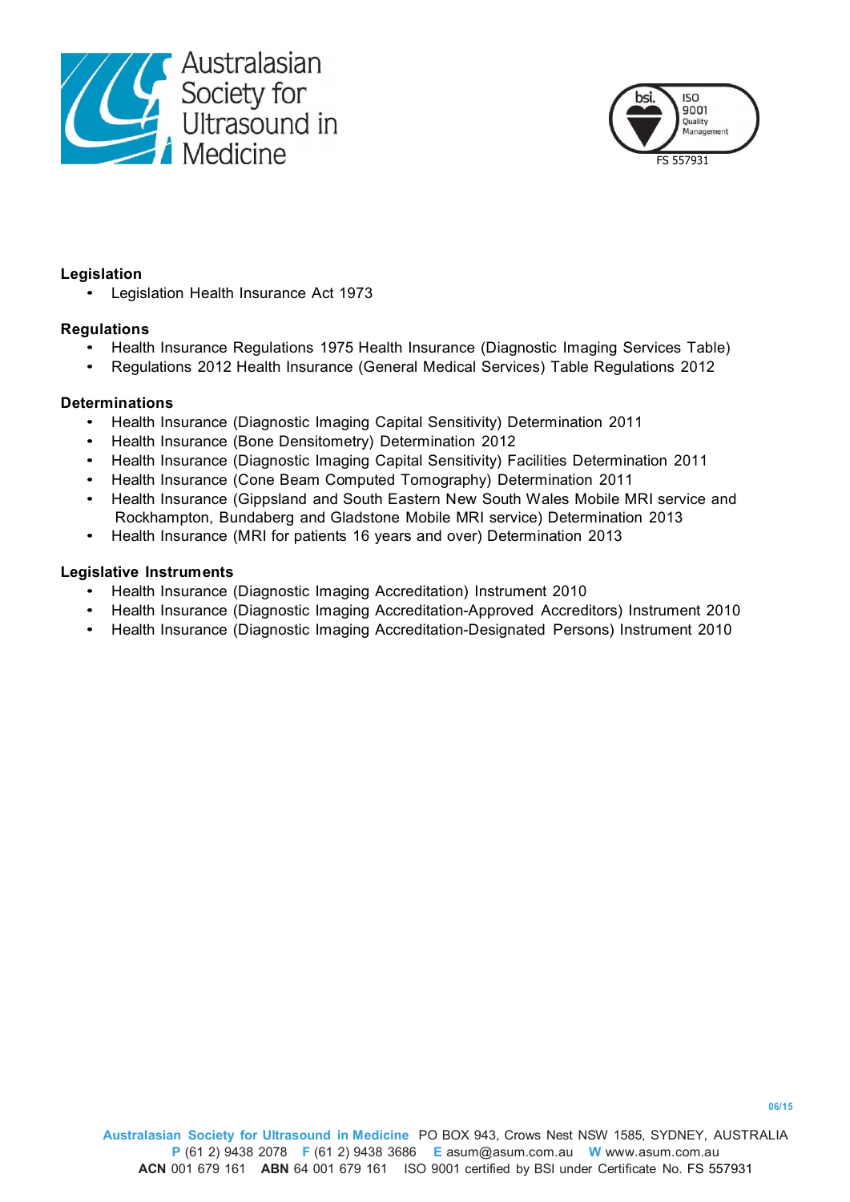Australasian Society for Ultrasound in Medicine

**Legislation**

- Legislation Health Insurance Act 1973

**Regulations**

- Health Insurance Regulations 1975 Health Insurance (Diagnostic Imaging Services Table)
- Regulations 2012 Health Insurance (General Medical Services) Table Regulations 2012

**Determinations**

- Health Insurance (Diagnostic Imaging Capital Sensitivity) Determination 2011
- Health Insurance (Bone Densitometry) Determination 2012
- Health Insurance (Diagnostic Imaging Capital Sensitivity) Facilities Determination 2011
- Health Insurance (Cone Beam Computed Tomography) Determination 2011
- Health Insurance (Gippsland and South Eastern New South Wales Mobile MRI service and Rockhampton, Bundaberg and Gladstone Mobile MRI service) Determination 2013
- Health Insurance (MRI for patients 16 years and over) Determination 2013

**Legislative Instruments**

- Health Insurance (Diagnostic Imaging Accreditation) Instrument 2010
- Health Insurance (Diagnostic Imaging Accreditation-Approved Accreditors) Instrument 2010
- Health Insurance (Diagnostic Imaging Accreditation-Designated Persons) Instrument 2010

06/15

**Australasian Society for Ultrasound in Medicine** PO BOX 943, Crows Nest NSW 1585, SYDNEY, AUSTRALIA
**P** (61 2) 9438 2078 **F** (61 2) 9438 3686 **E** asum@asum.com.au **W** www.asum.com.au
**ACN** 001 679 161 **ABN** 64 001 679 161 ISO 9001 certified by BSI under Certificate No. FS 557931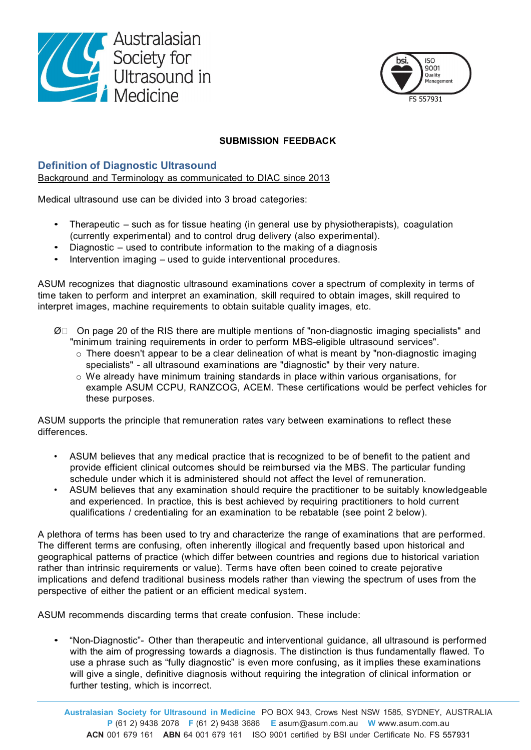**SUBMISSION FEEDBACK**

## Definition of Diagnostic Ultrasound

Background and Terminology as communicated to DIAC since 2013

Medical ultrasound use can be divided into 3 broad categories:

- Therapeutic – such as for tissue heating (in general use by physiotherapists), coagulation (currently experimental) and to control drug delivery (also experimental).
- Diagnostic – used to contribute information to the making of a diagnosis
- Intervention imaging – used to guide interventional procedures.

ASUM recognizes that diagnostic ultrasound examinations cover a spectrum of complexity in terms of time taken to perform and interpret an examination, skill required to obtain images, skill required to interpret images, machine requirements to obtain suitable quality images, etc.

- On page 20 of the RIS there are multiple mentions of "non-diagnostic imaging specialists" and "minimum training requirements in order to perform MBS-eligible ultrasound services".
  - There doesn't appear to be a clear delineation of what is meant by "non-diagnostic imaging specialists" - all ultrasound examinations are "diagnostic" by their very nature.
  - We already have minimum training standards in place within various organisations, for example ASUM CCPU, RANZCOG, ACEM. These certifications would be perfect vehicles for these purposes.

ASUM supports the principle that remuneration rates vary between examinations to reflect these differences.

- ASUM believes that any medical practice that is recognized to be of benefit to the patient and provide efficient clinical outcomes should be reimbursed via the MBS. The particular funding schedule under which it is administered should not affect the level of remuneration.
- ASUM believes that any examination should require the practitioner to be suitably knowledgeable and experienced. In practice, this is best achieved by requiring practitioners to hold current qualifications / credentialing for an examination to be rebatable (see point 2 below).

A plethora of terms has been used to try and characterize the range of examinations that are performed. The different terms are confusing, often inherently illogical and frequently based upon historical and geographical patterns of practice (which differ between countries and regions due to historical variation rather than intrinsic requirements or value). Terms have often been coined to create pejorative implications and defend traditional business models rather than viewing the spectrum of uses from the perspective of either the patient or an efficient medical system.

ASUM recommends discarding terms that create confusion. These include:

- "Non-Diagnostic"- Other than therapeutic and interventional guidance, all ultrasound is performed with the aim of progressing towards a diagnosis. The distinction is thus fundamentally flawed. To use a phrase such as "fully diagnostic" is even more confusing, as it implies these examinations will give a single, definitive diagnosis without requiring the integration of clinical information or further testing, which is incorrect.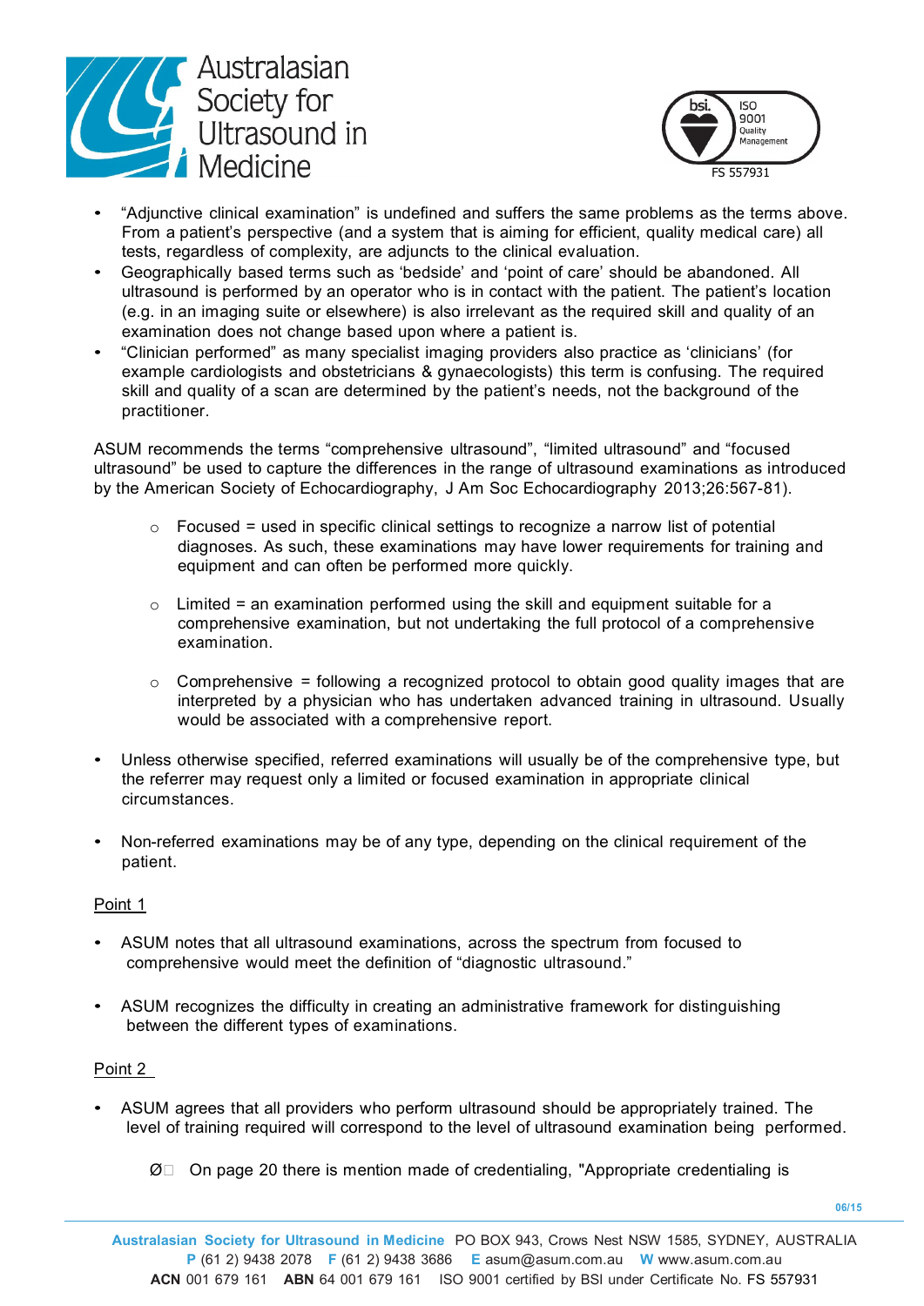- "Adjunctive clinical examination" is undefined and suffers the same problems as the terms above. From a patient's perspective (and a system that is aiming for efficient, quality medical care) all tests, regardless of complexity, are adjuncts to the clinical evaluation.
- Geographically based terms such as 'bedside' and 'point of care' should be abandoned. All ultrasound is performed by an operator who is in contact with the patient. The patient's location (e.g. in an imaging suite or elsewhere) is also irrelevant as the required skill and quality of an examination does not change based upon where a patient is.
- "Clinician performed" as many specialist imaging providers also practice as 'clinicians' (for example cardiologists and obstetricians & gynaecologists) this term is confusing. The required skill and quality of a scan are determined by the patient's needs, not the background of the practitioner.

ASUM recommends the terms "comprehensive ultrasound", "limited ultrasound" and "focused ultrasound" be used to capture the differences in the range of ultrasound examinations as introduced by the American Society of Echocardiography, J Am Soc Echocardiography 2013;26:567-81).

- Focused = used in specific clinical settings to recognize a narrow list of potential diagnoses. As such, these examinations may have lower requirements for training and equipment and can often be performed more quickly.
- Limited = an examination performed using the skill and equipment suitable for a comprehensive examination, but not undertaking the full protocol of a comprehensive examination.
- Comprehensive = following a recognized protocol to obtain good quality images that are interpreted by a physician who has undertaken advanced training in ultrasound. Usually would be associated with a comprehensive report.

- Unless otherwise specified, referred examinations will usually be of the comprehensive type, but the referrer may request only a limited or focused examination in appropriate clinical circumstances.
- Non-referred examinations may be of any type, depending on the clinical requirement of the patient.

Point 1

- ASUM notes that all ultrasound examinations, across the spectrum from focused to comprehensive would meet the definition of "diagnostic ultrasound."
- ASUM recognizes the difficulty in creating an administrative framework for distinguishing between the different types of examinations.

Point 2

- ASUM agrees that all providers who perform ultrasound should be appropriately trained. The level of training required will correspond to the level of ultrasound examination being performed.
  - On page 20 there is mention made of credentialing, "Appropriate credentialing is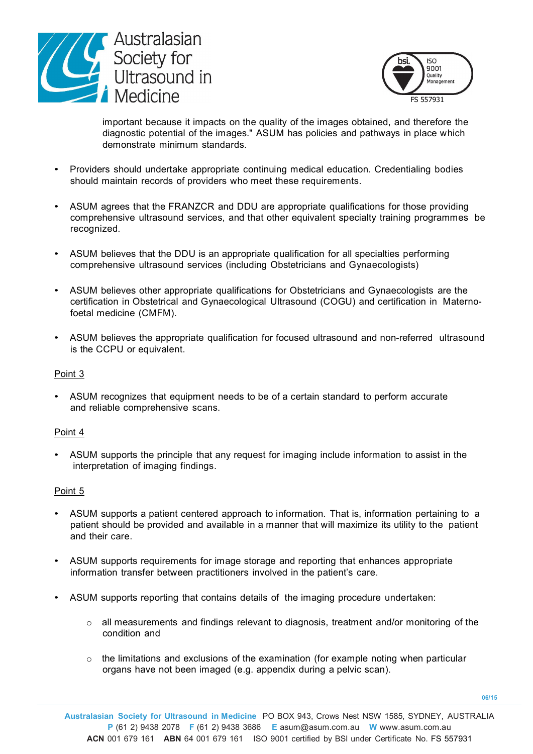important because it impacts on the quality of the images obtained, and therefore the diagnostic potential of the images." ASUM has policies and pathways in place which demonstrate minimum standards.

- Providers should undertake appropriate continuing medical education. Credentialing bodies should maintain records of providers who meet these requirements.

- ASUM agrees that the FRANZCR and DDU are appropriate qualifications for those providing comprehensive ultrasound services, and that other equivalent specialty training programmes be recognized.

- ASUM believes that the DDU is an appropriate qualification for all specialties performing comprehensive ultrasound services (including Obstetricians and Gynaecologists)

- ASUM believes other appropriate qualifications for Obstetricians and Gynaecologists are the certification in Obstetrical and Gynaecological Ultrasound (COGU) and certification in Materno-foetal medicine (CMFM).

- ASUM believes the appropriate qualification for focused ultrasound and non-referred ultrasound is the CCPU or equivalent.

Point 3

- ASUM recognizes that equipment needs to be of a certain standard to perform accurate and reliable comprehensive scans.

Point 4

- ASUM supports the principle that any request for imaging include information to assist in the interpretation of imaging findings.

Point 5

- ASUM supports a patient centered approach to information. That is, information pertaining to a patient should be provided and available in a manner that will maximize its utility to the patient and their care.

- ASUM supports requirements for image storage and reporting that enhances appropriate information transfer between practitioners involved in the patient's care.

- ASUM supports reporting that contains details of the imaging procedure undertaken:

    - all measurements and findings relevant to diagnosis, treatment and/or monitoring of the condition and

    - the limitations and exclusions of the examination (for example noting when particular organs have not been imaged (e.g. appendix during a pelvic scan).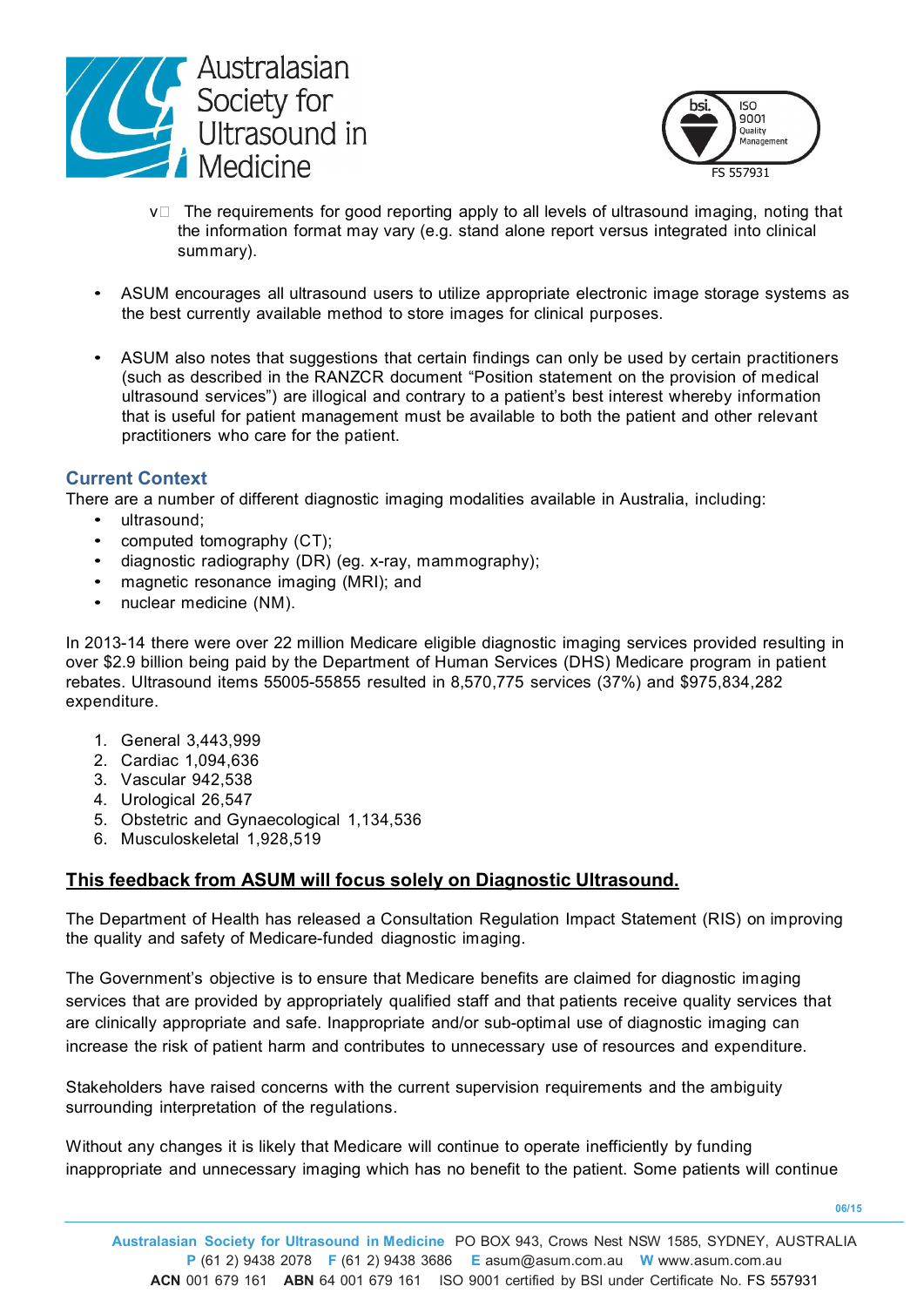- The requirements for good reporting apply to all levels of ultrasound imaging, noting that the information format may vary (e.g. stand alone report versus integrated into clinical summary).

- ASUM encourages all ultrasound users to utilize appropriate electronic image storage systems as the best currently available method to store images for clinical purposes.

- ASUM also notes that suggestions that certain findings can only be used by certain practitioners (such as described in the RANZCR document "Position statement on the provision of medical ultrasound services") are illogical and contrary to a patient's best interest whereby information that is useful for patient management must be available to both the patient and other relevant practitioners who care for the patient.

## Current Context

There are a number of different diagnostic imaging modalities available in Australia, including:

- ultrasound;
- computed tomography (CT);
- diagnostic radiography (DR) (eg. x-ray, mammography);
- magnetic resonance imaging (MRI); and
- nuclear medicine (NM).

In 2013-14 there were over 22 million Medicare eligible diagnostic imaging services provided resulting in over $2.9 billion being paid by the Department of Human Services (DHS) Medicare program in patient rebates. Ultrasound items 55005-55855 resulted in 8,570,775 services (37%) and $975,834,282 expenditure.

1. General 3,443,999
2. Cardiac 1,094,636
3. Vascular 942,538
4. Urological 26,547
5. Obstetric and Gynaecological 1,134,536
6. Musculoskeletal 1,928,519

**<u>This feedback from ASUM will focus solely on Diagnostic Ultrasound.</u>**

The Department of Health has released a Consultation Regulation Impact Statement (RIS) on improving the quality and safety of Medicare-funded diagnostic imaging.

The Government's objective is to ensure that Medicare benefits are claimed for diagnostic imaging services that are provided by appropriately qualified staff and that patients receive quality services that are clinically appropriate and safe. Inappropriate and/or sub-optimal use of diagnostic imaging can increase the risk of patient harm and contributes to unnecessary use of resources and expenditure.

Stakeholders have raised concerns with the current supervision requirements and the ambiguity surrounding interpretation of the regulations.

Without any changes it is likely that Medicare will continue to operate inefficiently by funding inappropriate and unnecessary imaging which has no benefit to the patient. Some patients will continue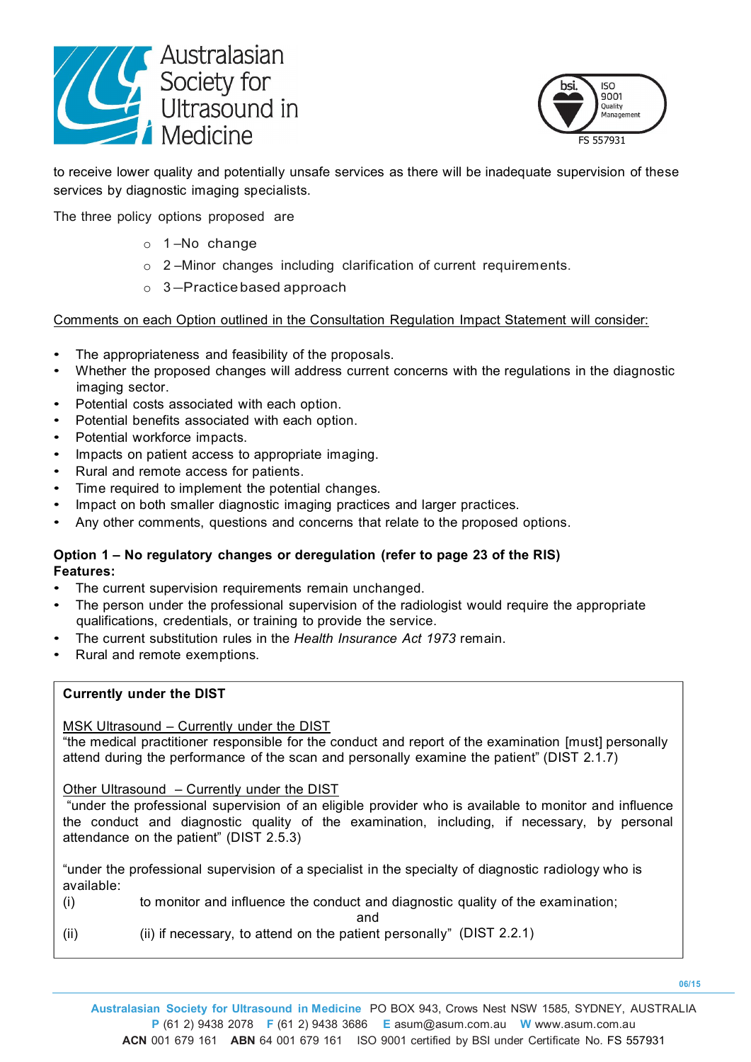to receive lower quality and potentially unsafe services as there will be inadequate supervision of these services by diagnostic imaging specialists.

The three policy options proposed are

- 1 –No change
- 2 –Minor changes including clarification of current requirements.
- 3 –Practice based approach

Comments on each Option outlined in the Consultation Regulation Impact Statement will consider:

- The appropriateness and feasibility of the proposals.
- Whether the proposed changes will address current concerns with the regulations in the diagnostic imaging sector.
- Potential costs associated with each option.
- Potential benefits associated with each option.
- Potential workforce impacts.
- Impacts on patient access to appropriate imaging.
- Rural and remote access for patients.
- Time required to implement the potential changes.
- Impact on both smaller diagnostic imaging practices and larger practices.
- Any other comments, questions and concerns that relate to the proposed options.

**Option 1 – No regulatory changes or deregulation (refer to page 23 of the RIS)**
**Features:**

- The current supervision requirements remain unchanged.
- The person under the professional supervision of the radiologist would require the appropriate qualifications, credentials, or training to provide the service.
- The current substitution rules in the *Health Insurance Act 1973* remain.
- Rural and remote exemptions.

**Currently under the DIST**

MSK Ultrasound – Currently under the DIST
"the medical practitioner responsible for the conduct and report of the examination [must] personally attend during the performance of the scan and personally examine the patient" (DIST 2.1.7)

Other Ultrasound – Currently under the DIST
"under the professional supervision of an eligible provider who is available to monitor and influence the conduct and diagnostic quality of the examination, including, if necessary, by personal attendance on the patient" (DIST 2.5.3)

"under the professional supervision of a specialist in the specialty of diagnostic radiology who is available:

(i) to monitor and influence the conduct and diagnostic quality of the examination; and

(ii) (ii) if necessary, to attend on the patient personally" (DIST 2.2.1)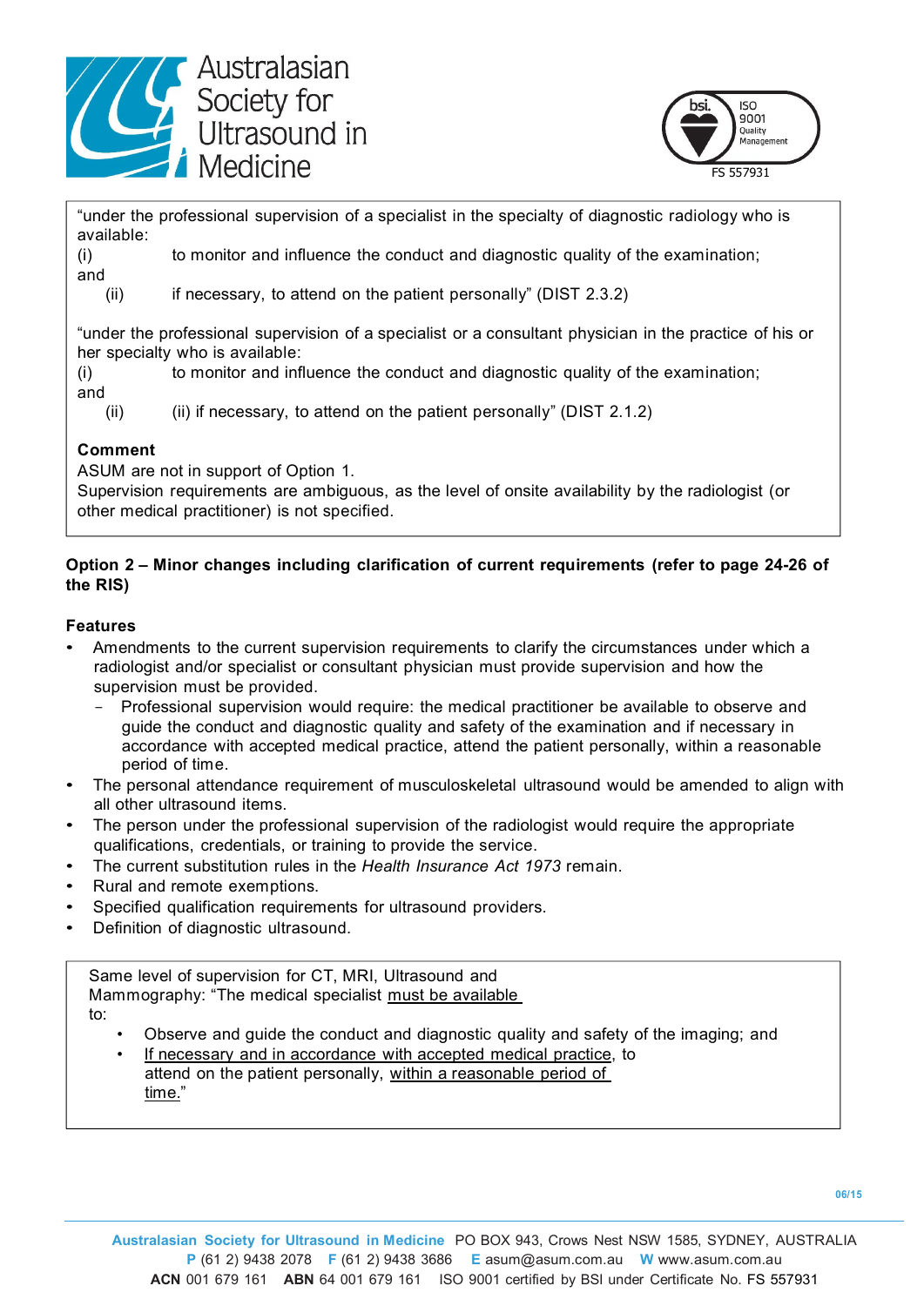"under the professional supervision of a specialist in the specialty of diagnostic radiology who is available:

(i) to monitor and influence the conduct and diagnostic quality of the examination; and

(ii) if necessary, to attend on the patient personally" (DIST 2.3.2)

"under the professional supervision of a specialist or a consultant physician in the practice of his or her specialty who is available:

(i) to monitor and influence the conduct and diagnostic quality of the examination; and

(ii) (ii) if necessary, to attend on the patient personally" (DIST 2.1.2)

**Comment**

ASUM are not in support of Option 1.

Supervision requirements are ambiguous, as the level of onsite availability by the radiologist (or other medical practitioner) is not specified.

**Option 2 – Minor changes including clarification of current requirements (refer to page 24-26 of the RIS)**

**Features**

- Amendments to the current supervision requirements to clarify the circumstances under which a radiologist and/or specialist or consultant physician must provide supervision and how the supervision must be provided.
  - Professional supervision would require: the medical practitioner be available to observe and guide the conduct and diagnostic quality and safety of the examination and if necessary in accordance with accepted medical practice, attend the patient personally, within a reasonable period of time.
- The personal attendance requirement of musculoskeletal ultrasound would be amended to align with all other ultrasound items.
- The person under the professional supervision of the radiologist would require the appropriate qualifications, credentials, or training to provide the service.
- The current substitution rules in the *Health Insurance Act 1973* remain.
- Rural and remote exemptions.
- Specified qualification requirements for ultrasound providers.
- Definition of diagnostic ultrasound.

Same level of supervision for CT, MRI, Ultrasound and Mammography: "The medical specialist <u>must be available</u> to:

- Observe and guide the conduct and diagnostic quality and safety of the imaging; and
- <u>If necessary and in accordance with accepted medical practice</u>, to attend on the patient personally, <u>within a reasonable period of time.</u>"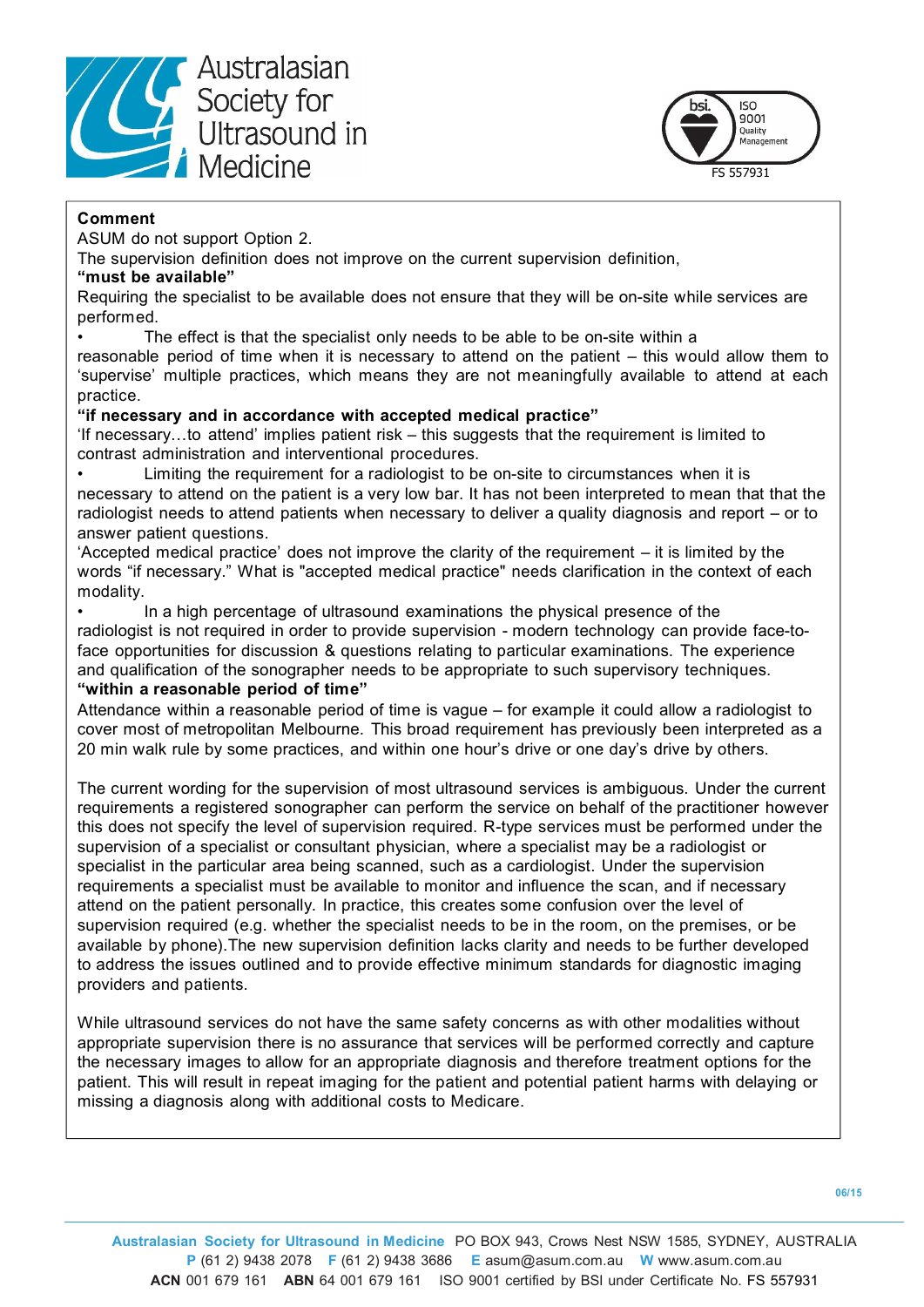**Comment**

ASUM do not support Option 2.

The supervision definition does not improve on the current supervision definition,

**"must be available"**

Requiring the specialist to be available does not ensure that they will be on-site while services are performed.

- The effect is that the specialist only needs to be able to be on-site within a reasonable period of time when it is necessary to attend on the patient – this would allow them to 'supervise' multiple practices, which means they are not meaningfully available to attend at each practice.

**"if necessary and in accordance with accepted medical practice"**

'If necessary…to attend' implies patient risk – this suggests that the requirement is limited to contrast administration and interventional procedures.

- Limiting the requirement for a radiologist to be on-site to circumstances when it is necessary to attend on the patient is a very low bar. It has not been interpreted to mean that that the radiologist needs to attend patients when necessary to deliver a quality diagnosis and report – or to answer patient questions.

'Accepted medical practice' does not improve the clarity of the requirement – it is limited by the words "if necessary." What is "accepted medical practice" needs clarification in the context of each modality.

- In a high percentage of ultrasound examinations the physical presence of the radiologist is not required in order to provide supervision - modern technology can provide face-to-face opportunities for discussion & questions relating to particular examinations. The experience and qualification of the sonographer needs to be appropriate to such supervisory techniques.

**"within a reasonable period of time"**

Attendance within a reasonable period of time is vague – for example it could allow a radiologist to cover most of metropolitan Melbourne. This broad requirement has previously been interpreted as a 20 min walk rule by some practices, and within one hour's drive or one day's drive by others.

The current wording for the supervision of most ultrasound services is ambiguous. Under the current requirements a registered sonographer can perform the service on behalf of the practitioner however this does not specify the level of supervision required. R-type services must be performed under the supervision of a specialist or consultant physician, where a specialist may be a radiologist or specialist in the particular area being scanned, such as a cardiologist. Under the supervision requirements a specialist must be available to monitor and influence the scan, and if necessary attend on the patient personally. In practice, this creates some confusion over the level of supervision required (e.g. whether the specialist needs to be in the room, on the premises, or be available by phone).The new supervision definition lacks clarity and needs to be further developed to address the issues outlined and to provide effective minimum standards for diagnostic imaging providers and patients.

While ultrasound services do not have the same safety concerns as with other modalities without appropriate supervision there is no assurance that services will be performed correctly and capture the necessary images to allow for an appropriate diagnosis and therefore treatment options for the patient. This will result in repeat imaging for the patient and potential patient harms with delaying or missing a diagnosis along with additional costs to Medicare.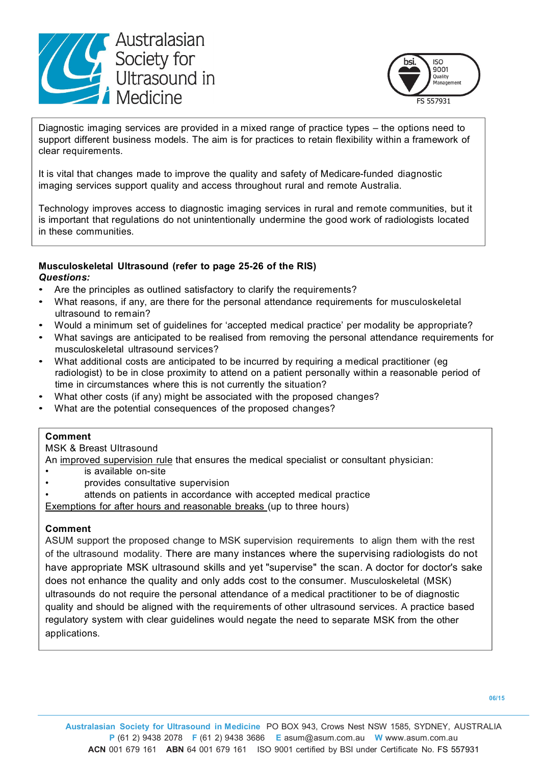Diagnostic imaging services are provided in a mixed range of practice types – the options need to support different business models. The aim is for practices to retain flexibility within a framework of clear requirements.

It is vital that changes made to improve the quality and safety of Medicare-funded diagnostic imaging services support quality and access throughout rural and remote Australia.

Technology improves access to diagnostic imaging services in rural and remote communities, but it is important that regulations do not unintentionally undermine the good work of radiologists located in these communities.

**Musculoskeletal Ultrasound (refer to page 25-26 of the RIS)**

***Questions:***

- Are the principles as outlined satisfactory to clarify the requirements?
- What reasons, if any, are there for the personal attendance requirements for musculoskeletal ultrasound to remain?
- Would a minimum set of guidelines for 'accepted medical practice' per modality be appropriate?
- What savings are anticipated to be realised from removing the personal attendance requirements for musculoskeletal ultrasound services?
- What additional costs are anticipated to be incurred by requiring a medical practitioner (eg radiologist) to be in close proximity to attend on a patient personally within a reasonable period of time in circumstances where this is not currently the situation?
- What other costs (if any) might be associated with the proposed changes?
- What are the potential consequences of the proposed changes?

**Comment**

MSK & Breast Ultrasound

An improved supervision rule that ensures the medical specialist or consultant physician:

- is available on-site
- provides consultative supervision
- attends on patients in accordance with accepted medical practice

Exemptions for after hours and reasonable breaks (up to three hours)

**Comment**

ASUM support the proposed change to MSK supervision requirements to align them with the rest of the ultrasound modality. There are many instances where the supervising radiologists do not have appropriate MSK ultrasound skills and yet "supervise" the scan. A doctor for doctor's sake does not enhance the quality and only adds cost to the consumer. Musculoskeletal (MSK) ultrasounds do not require the personal attendance of a medical practitioner to be of diagnostic quality and should be aligned with the requirements of other ultrasound services. A practice based regulatory system with clear guidelines would negate the need to separate MSK from the other applications.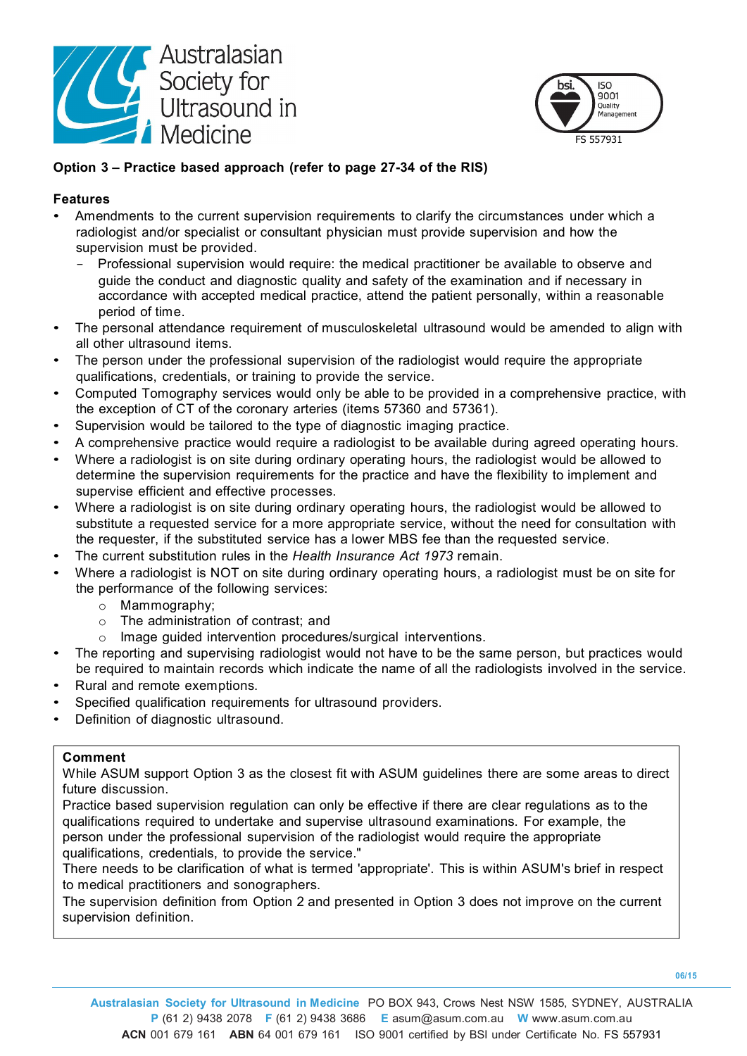**Option 3 – Practice based approach (refer to page 27-34 of the RIS)**

**Features**

- Amendments to the current supervision requirements to clarify the circumstances under which a radiologist and/or specialist or consultant physician must provide supervision and how the supervision must be provided.
  - Professional supervision would require: the medical practitioner be available to observe and guide the conduct and diagnostic quality and safety of the examination and if necessary in accordance with accepted medical practice, attend the patient personally, within a reasonable period of time.
- The personal attendance requirement of musculoskeletal ultrasound would be amended to align with all other ultrasound items.
- The person under the professional supervision of the radiologist would require the appropriate qualifications, credentials, or training to provide the service.
- Computed Tomography services would only be able to be provided in a comprehensive practice, with the exception of CT of the coronary arteries (items 57360 and 57361).
- Supervision would be tailored to the type of diagnostic imaging practice.
- A comprehensive practice would require a radiologist to be available during agreed operating hours.
- Where a radiologist is on site during ordinary operating hours, the radiologist would be allowed to determine the supervision requirements for the practice and have the flexibility to implement and supervise efficient and effective processes.
- Where a radiologist is on site during ordinary operating hours, the radiologist would be allowed to substitute a requested service for a more appropriate service, without the need for consultation with the requester, if the substituted service has a lower MBS fee than the requested service.
- The current substitution rules in the *Health Insurance Act 1973* remain.
- Where a radiologist is NOT on site during ordinary operating hours, a radiologist must be on site for the performance of the following services:
  - Mammography;
  - The administration of contrast; and
  - Image guided intervention procedures/surgical interventions.
- The reporting and supervising radiologist would not have to be the same person, but practices would be required to maintain records which indicate the name of all the radiologists involved in the service.
- Rural and remote exemptions.
- Specified qualification requirements for ultrasound providers.
- Definition of diagnostic ultrasound.

**Comment**

While ASUM support Option 3 as the closest fit with ASUM guidelines there are some areas to direct future discussion.

Practice based supervision regulation can only be effective if there are clear regulations as to the qualifications required to undertake and supervise ultrasound examinations. For example, the person under the professional supervision of the radiologist would require the appropriate qualifications, credentials, to provide the service."

There needs to be clarification of what is termed 'appropriate'. This is within ASUM's brief in respect to medical practitioners and sonographers.

The supervision definition from Option 2 and presented in Option 3 does not improve on the current supervision definition.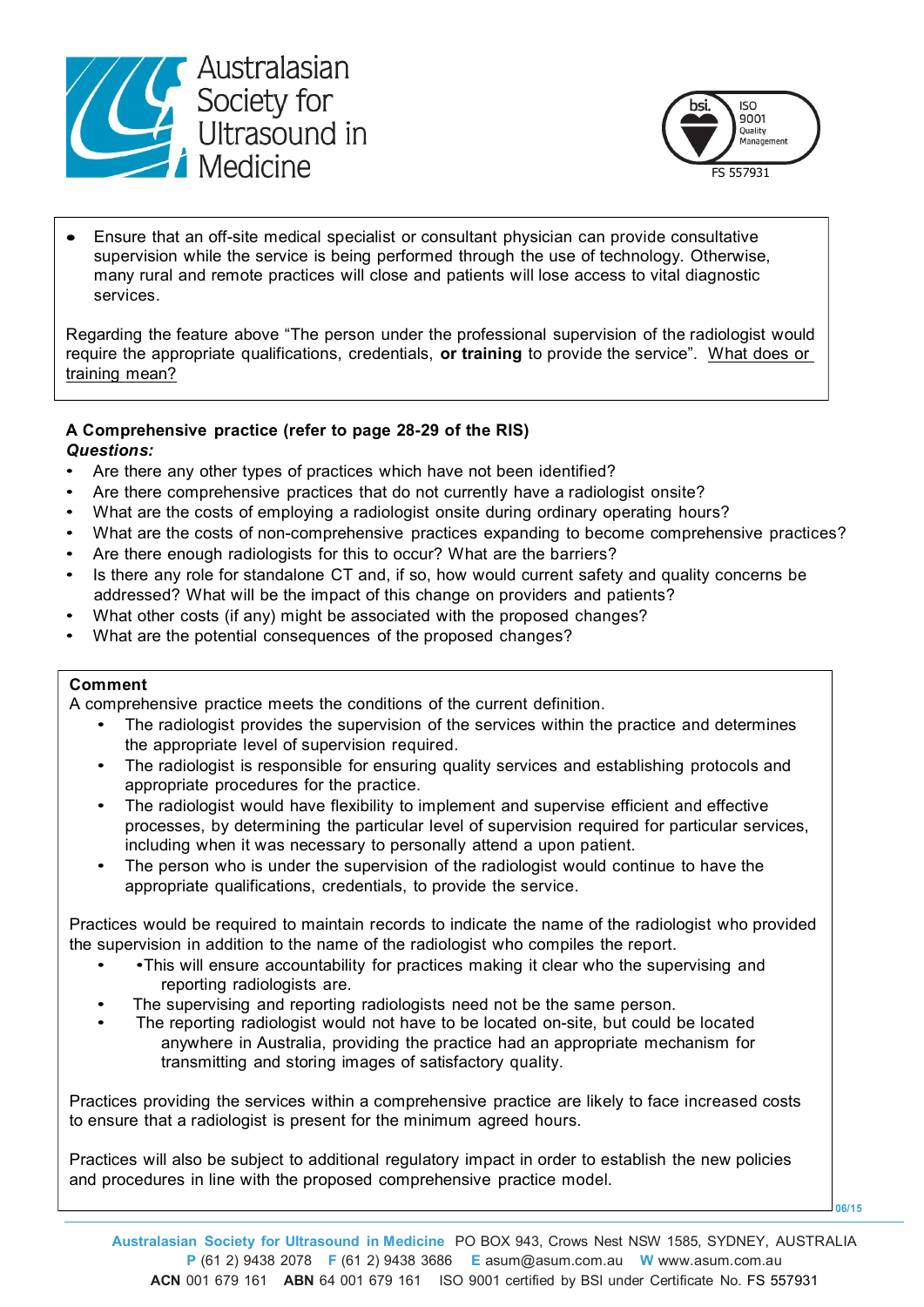- Ensure that an off-site medical specialist or consultant physician can provide consultative supervision while the service is being performed through the use of technology. Otherwise, many rural and remote practices will close and patients will lose access to vital diagnostic services.

Regarding the feature above "The person under the professional supervision of the radiologist would require the appropriate qualifications, credentials, **or training** to provide the service". What does or training mean?

**A Comprehensive practice (refer to page 28-29 of the RIS)**

***Questions:***

- Are there any other types of practices which have not been identified?
- Are there comprehensive practices that do not currently have a radiologist onsite?
- What are the costs of employing a radiologist onsite during ordinary operating hours?
- What are the costs of non-comprehensive practices expanding to become comprehensive practices?
- Are there enough radiologists for this to occur? What are the barriers?
- Is there any role for standalone CT and, if so, how would current safety and quality concerns be addressed? What will be the impact of this change on providers and patients?
- What other costs (if any) might be associated with the proposed changes?
- What are the potential consequences of the proposed changes?

**Comment**

A comprehensive practice meets the conditions of the current definition.

- The radiologist provides the supervision of the services within the practice and determines the appropriate level of supervision required.
- The radiologist is responsible for ensuring quality services and establishing protocols and appropriate procedures for the practice.
- The radiologist would have flexibility to implement and supervise efficient and effective processes, by determining the particular level of supervision required for particular services, including when it was necessary to personally attend a upon patient.
- The person who is under the supervision of the radiologist would continue to have the appropriate qualifications, credentials, to provide the service.

Practices would be required to maintain records to indicate the name of the radiologist who provided the supervision in addition to the name of the radiologist who compiles the report.

- •This will ensure accountability for practices making it clear who the supervising and reporting radiologists are.
- The supervising and reporting radiologists need not be the same person.
- The reporting radiologist would not have to be located on-site, but could be located anywhere in Australia, providing the practice had an appropriate mechanism for transmitting and storing images of satisfactory quality.

Practices providing the services within a comprehensive practice are likely to face increased costs to ensure that a radiologist is present for the minimum agreed hours.

Practices will also be subject to additional regulatory impact in order to establish the new policies and procedures in line with the proposed comprehensive practice model.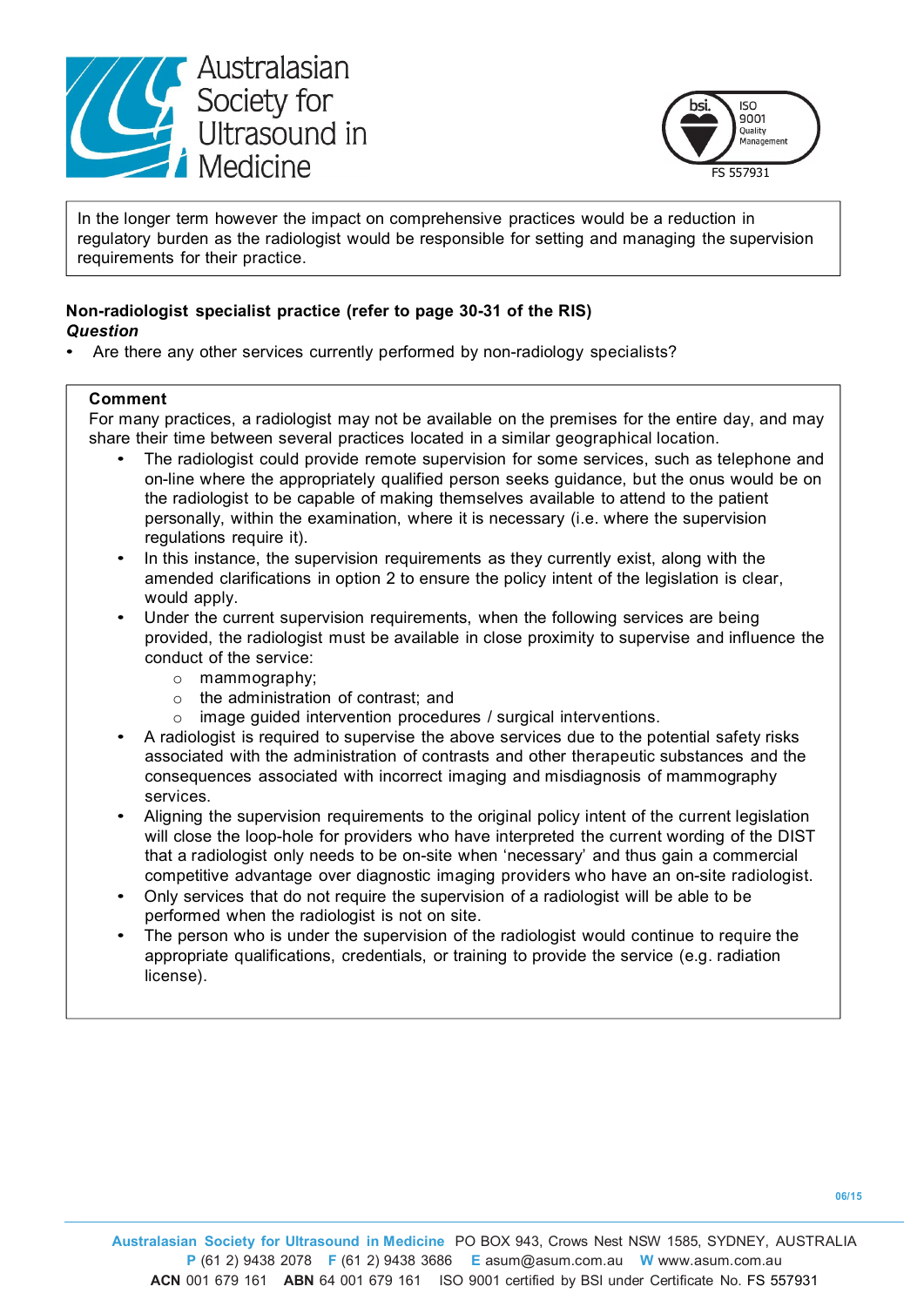In the longer term however the impact on comprehensive practices would be a reduction in regulatory burden as the radiologist would be responsible for setting and managing the supervision requirements for their practice.

**Non-radiologist specialist practice (refer to page 30-31 of the RIS)**
***Question***

- Are there any other services currently performed by non-radiology specialists?

**Comment**

For many practices, a radiologist may not be available on the premises for the entire day, and may share their time between several practices located in a similar geographical location.

- The radiologist could provide remote supervision for some services, such as telephone and on-line where the appropriately qualified person seeks guidance, but the onus would be on the radiologist to be capable of making themselves available to attend to the patient personally, within the examination, where it is necessary (i.e. where the supervision regulations require it).
- In this instance, the supervision requirements as they currently exist, along with the amended clarifications in option 2 to ensure the policy intent of the legislation is clear, would apply.
- Under the current supervision requirements, when the following services are being provided, the radiologist must be available in close proximity to supervise and influence the conduct of the service:
  - mammography;
  - the administration of contrast; and
  - image guided intervention procedures / surgical interventions.
- A radiologist is required to supervise the above services due to the potential safety risks associated with the administration of contrasts and other therapeutic substances and the consequences associated with incorrect imaging and misdiagnosis of mammography services.
- Aligning the supervision requirements to the original policy intent of the current legislation will close the loop-hole for providers who have interpreted the current wording of the DIST that a radiologist only needs to be on-site when 'necessary' and thus gain a commercial competitive advantage over diagnostic imaging providers who have an on-site radiologist.
- Only services that do not require the supervision of a radiologist will be able to be performed when the radiologist is not on site.
- The person who is under the supervision of the radiologist would continue to require the appropriate qualifications, credentials, or training to provide the service (e.g. radiation license).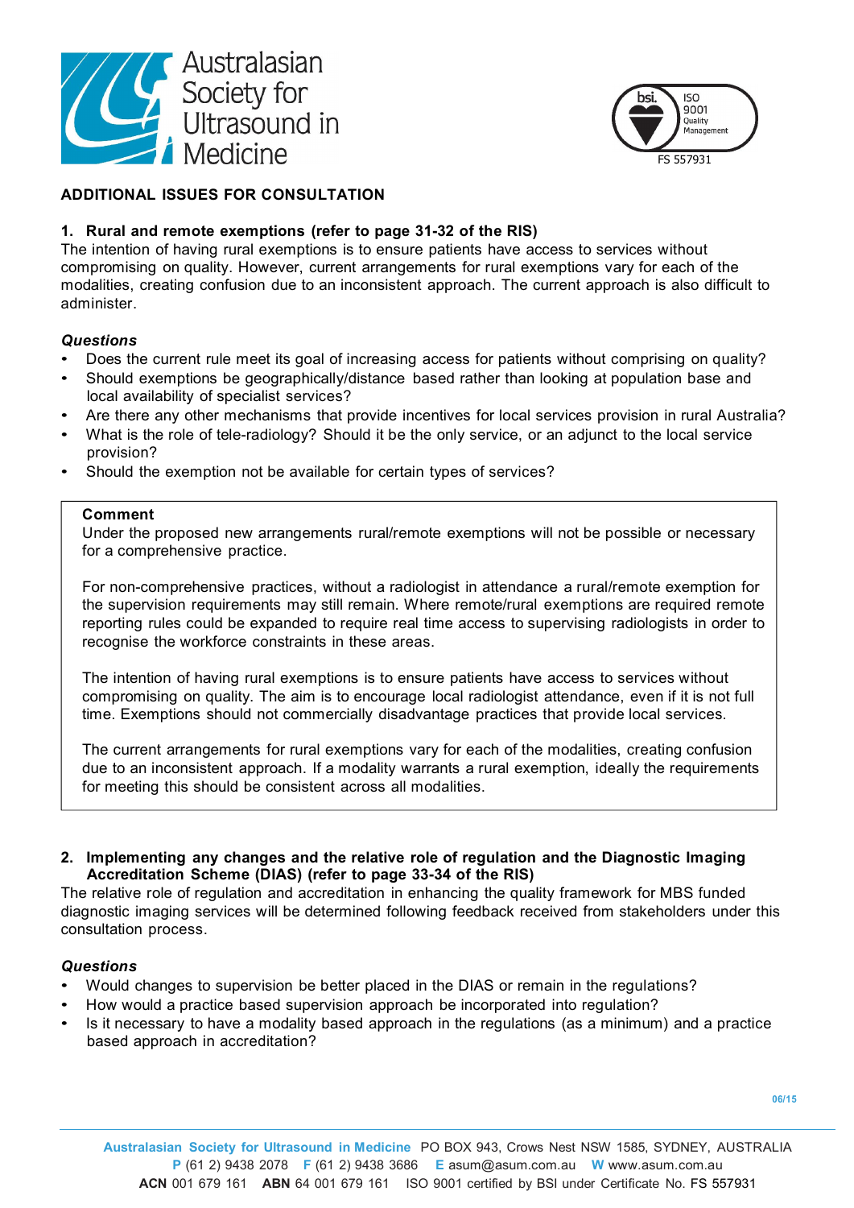## ADDITIONAL ISSUES FOR CONSULTATION

### 1. Rural and remote exemptions (refer to page 31-32 of the RIS)

The intention of having rural exemptions is to ensure patients have access to services without compromising on quality. However, current arrangements for rural exemptions vary for each of the modalities, creating confusion due to an inconsistent approach. The current approach is also difficult to administer.

***Questions***

- Does the current rule meet its goal of increasing access for patients without comprising on quality?
- Should exemptions be geographically/distance based rather than looking at population base and local availability of specialist services?
- Are there any other mechanisms that provide incentives for local services provision in rural Australia?
- What is the role of tele-radiology? Should it be the only service, or an adjunct to the local service provision?
- Should the exemption not be available for certain types of services?

**Comment**

Under the proposed new arrangements rural/remote exemptions will not be possible or necessary for a comprehensive practice.

For non-comprehensive practices, without a radiologist in attendance a rural/remote exemption for the supervision requirements may still remain. Where remote/rural exemptions are required remote reporting rules could be expanded to require real time access to supervising radiologists in order to recognise the workforce constraints in these areas.

The intention of having rural exemptions is to ensure patients have access to services without compromising on quality. The aim is to encourage local radiologist attendance, even if it is not full time. Exemptions should not commercially disadvantage practices that provide local services.

The current arrangements for rural exemptions vary for each of the modalities, creating confusion due to an inconsistent approach. If a modality warrants a rural exemption, ideally the requirements for meeting this should be consistent across all modalities.

### 2. Implementing any changes and the relative role of regulation and the Diagnostic Imaging Accreditation Scheme (DIAS) (refer to page 33-34 of the RIS)

The relative role of regulation and accreditation in enhancing the quality framework for MBS funded diagnostic imaging services will be determined following feedback received from stakeholders under this consultation process.

***Questions***

- Would changes to supervision be better placed in the DIAS or remain in the regulations?
- How would a practice based supervision approach be incorporated into regulation?
- Is it necessary to have a modality based approach in the regulations (as a minimum) and a practice based approach in accreditation?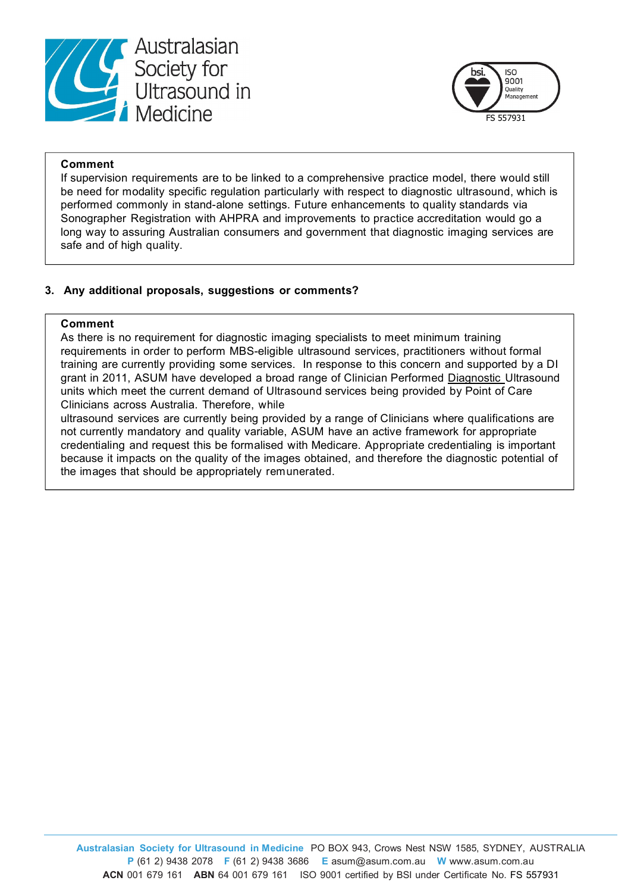**Comment**

If supervision requirements are to be linked to a comprehensive practice model, there would still be need for modality specific regulation particularly with respect to diagnostic ultrasound, which is performed commonly in stand-alone settings. Future enhancements to quality standards via Sonographer Registration with AHPRA and improvements to practice accreditation would go a long way to assuring Australian consumers and government that diagnostic imaging services are safe and of high quality.

**3. Any additional proposals, suggestions or comments?**

**Comment**

As there is no requirement for diagnostic imaging specialists to meet minimum training requirements in order to perform MBS-eligible ultrasound services, practitioners without formal training are currently providing some services. In response to this concern and supported by a DI grant in 2011, ASUM have developed a broad range of Clinician Performed Diagnostic Ultrasound units which meet the current demand of Ultrasound services being provided by Point of Care Clinicians across Australia. Therefore, while

ultrasound services are currently being provided by a range of Clinicians where qualifications are not currently mandatory and quality variable, ASUM have an active framework for appropriate credentialing and request this be formalised with Medicare. Appropriate credentialing is important because it impacts on the quality of the images obtained, and therefore the diagnostic potential of the images that should be appropriately remunerated.